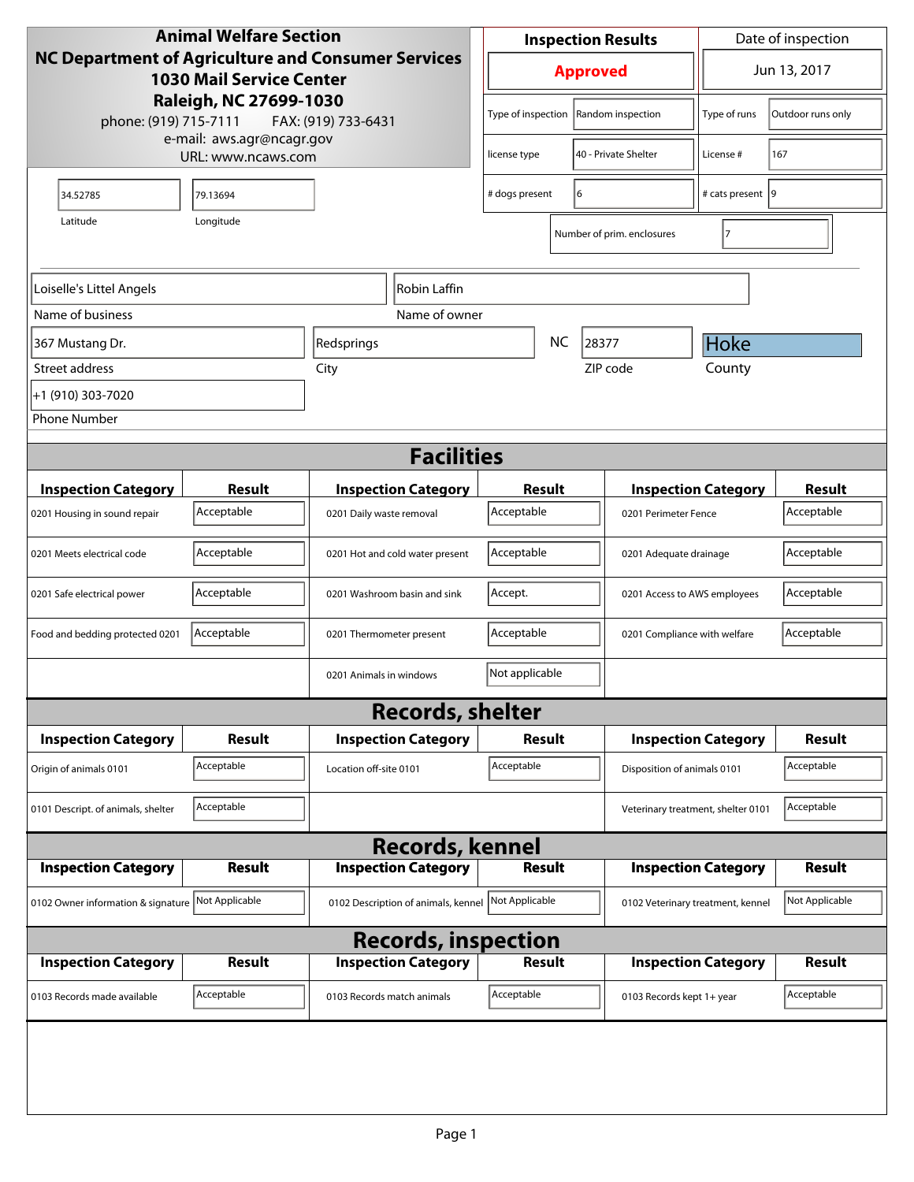**Animal Welfare Section**
**NC Department of Agriculture and Consumer Services**
**1030 Mail Service Center**
**Raleigh, NC 27699-1030**
phone: (919) 715-7111 FAX: (919) 733-6431
e-mail: aws.agr@ncagr.gov
URL: www.ncaws.com

| Inspection Results | Date of inspection |
|---|---|
| **Approved** | Jun 13, 2017 |

| | | | |
|---|---|---|---|
| Type of inspection | Random inspection | Type of runs | Outdoor runs only |
| license type | 40 - Private Shelter | License # | 167 |
| # dogs present | 6 | # cats present | 9 |
| Number of prim. enclosures | 7 | | |

| Latitude | Longitude |
|---|---|
| 34.52785 | 79.13694 |

| Field | Value |
|---|---|
| Name of business | Loiselle's Littel Angels |
| Name of owner | Robin Laffin |
| Street address | 367 Mustang Dr. |
| City | Redsprings |
| State | NC |
| ZIP code | 28377 |
| County | Hoke |
| Phone Number | +1 (910) 303-7020 |

## Facilities

| Inspection Category | Result | Inspection Category | Result | Inspection Category | Result |
|---|---|---|---|---|---|
| 0201 Housing in sound repair | Acceptable | 0201 Daily waste removal | Acceptable | 0201 Perimeter Fence | Acceptable |
| 0201 Meets electrical code | Acceptable | 0201 Hot and cold water present | Acceptable | 0201 Adequate drainage | Acceptable |
| 0201 Safe electrical power | Acceptable | 0201 Washroom basin and sink | Accept. | 0201 Access to AWS employees | Acceptable |
| Food and bedding protected 0201 | Acceptable | 0201 Thermometer present | Acceptable | 0201 Compliance with welfare | Acceptable |
| | | 0201 Animals in windows | Not applicable | | |

## Records, shelter

| Inspection Category | Result | Inspection Category | Result | Inspection Category | Result |
|---|---|---|---|---|---|
| Origin of animals 0101 | Acceptable | Location off-site 0101 | Acceptable | Disposition of animals 0101 | Acceptable |
| 0101 Descript. of animals, shelter | Acceptable | | | Veterinary treatment, shelter 0101 | Acceptable |

## Records, kennel

| Inspection Category | Result | Inspection Category | Result | Inspection Category | Result |
|---|---|---|---|---|---|
| 0102 Owner information & signature | Not Applicable | 0102 Description of animals, kennel | Not Applicable | 0102 Veterinary treatment, kennel | Not Applicable |

## Records, inspection

| Inspection Category | Result | Inspection Category | Result | Inspection Category | Result |
|---|---|---|---|---|---|
| 0103 Records made available | Acceptable | 0103 Records match animals | Acceptable | 0103 Records kept 1+ year | Acceptable |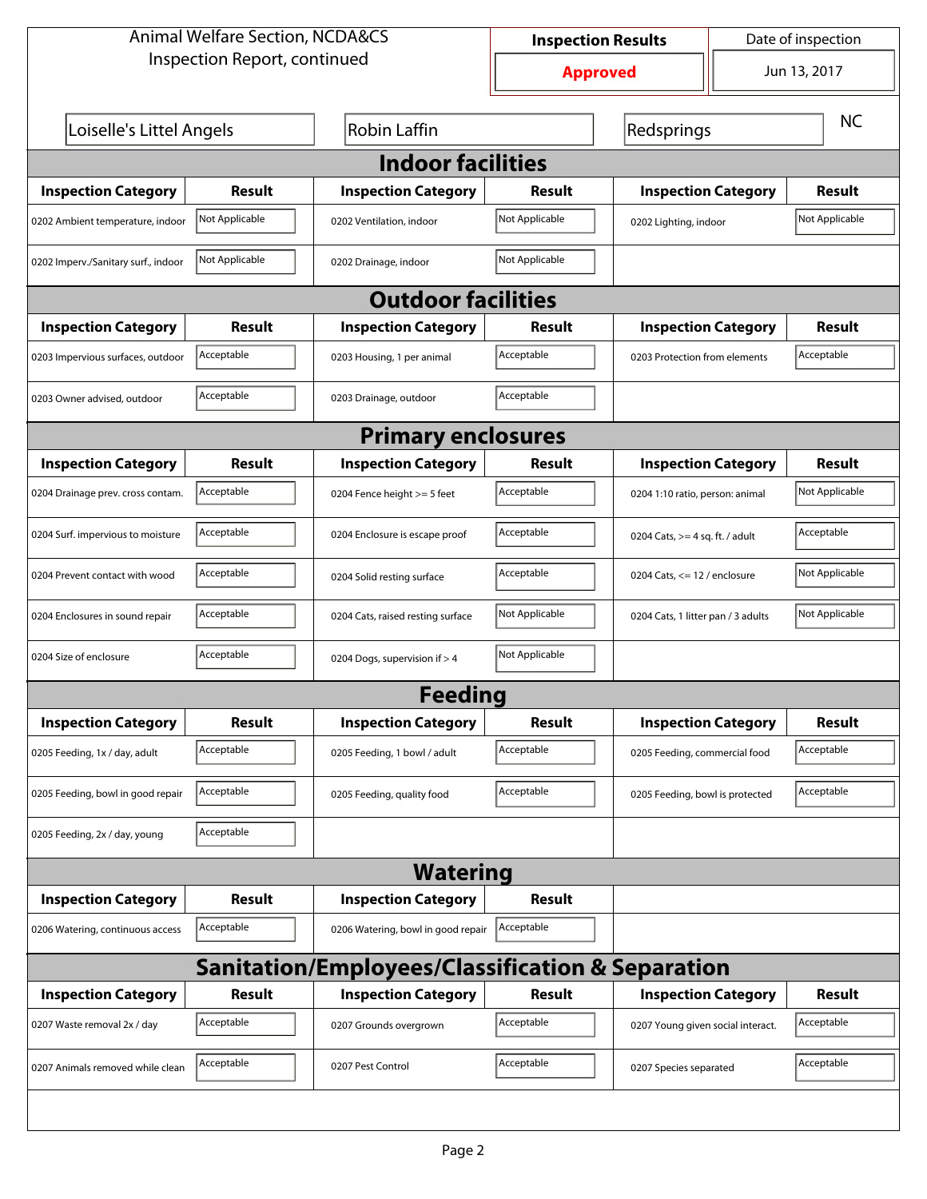Animal Welfare Section, NCDA&CS
Inspection Report, continued

| Inspection Results | Date of inspection |
|---|---|
| **Approved** | Jun 13, 2017 |

| | | | |
|---|---|---|---|
| Loiselle's Littel Angels | Robin Laffin | Redsprings | NC |

## Indoor facilities

| Inspection Category | Result | Inspection Category | Result | Inspection Category | Result |
|---|---|---|---|---|---|
| 0202 Ambient temperature, indoor | Not Applicable | 0202 Ventilation, indoor | Not Applicable | 0202 Lighting, indoor | Not Applicable |
| 0202 Imperv./Sanitary surf., indoor | Not Applicable | 0202 Drainage, indoor | Not Applicable | | |

## Outdoor facilities

| Inspection Category | Result | Inspection Category | Result | Inspection Category | Result |
|---|---|---|---|---|---|
| 0203 Impervious surfaces, outdoor | Acceptable | 0203 Housing, 1 per animal | Acceptable | 0203 Protection from elements | Acceptable |
| 0203 Owner advised, outdoor | Acceptable | 0203 Drainage, outdoor | Acceptable | | |

## Primary enclosures

| Inspection Category | Result | Inspection Category | Result | Inspection Category | Result |
|---|---|---|---|---|---|
| 0204 Drainage prev. cross contam. | Acceptable | 0204 Fence height >= 5 feet | Acceptable | 0204 1:10 ratio, person: animal | Not Applicable |
| 0204 Surf. impervious to moisture | Acceptable | 0204 Enclosure is escape proof | Acceptable | 0204 Cats, >= 4 sq. ft. / adult | Acceptable |
| 0204 Prevent contact with wood | Acceptable | 0204 Solid resting surface | Acceptable | 0204 Cats, <= 12 / enclosure | Not Applicable |
| 0204 Enclosures in sound repair | Acceptable | 0204 Cats, raised resting surface | Not Applicable | 0204 Cats, 1 litter pan / 3 adults | Not Applicable |
| 0204 Size of enclosure | Acceptable | 0204 Dogs, supervision if > 4 | Not Applicable | | |

## Feeding

| Inspection Category | Result | Inspection Category | Result | Inspection Category | Result |
|---|---|---|---|---|---|
| 0205 Feeding, 1x / day, adult | Acceptable | 0205 Feeding, 1 bowl / adult | Acceptable | 0205 Feeding, commercial food | Acceptable |
| 0205 Feeding, bowl in good repair | Acceptable | 0205 Feeding, quality food | Acceptable | 0205 Feeding, bowl is protected | Acceptable |
| 0205 Feeding, 2x / day, young | Acceptable | | | | |

## Watering

| Inspection Category | Result | Inspection Category | Result |
|---|---|---|---|
| 0206 Watering, continuous access | Acceptable | 0206 Watering, bowl in good repair | Acceptable |

## Sanitation/Employees/Classification & Separation

| Inspection Category | Result | Inspection Category | Result | Inspection Category | Result |
|---|---|---|---|---|---|
| 0207 Waste removal 2x / day | Acceptable | 0207 Grounds overgrown | Acceptable | 0207 Young given social interact. | Acceptable |
| 0207 Animals removed while clean | Acceptable | 0207 Pest Control | Acceptable | 0207 Species separated | Acceptable |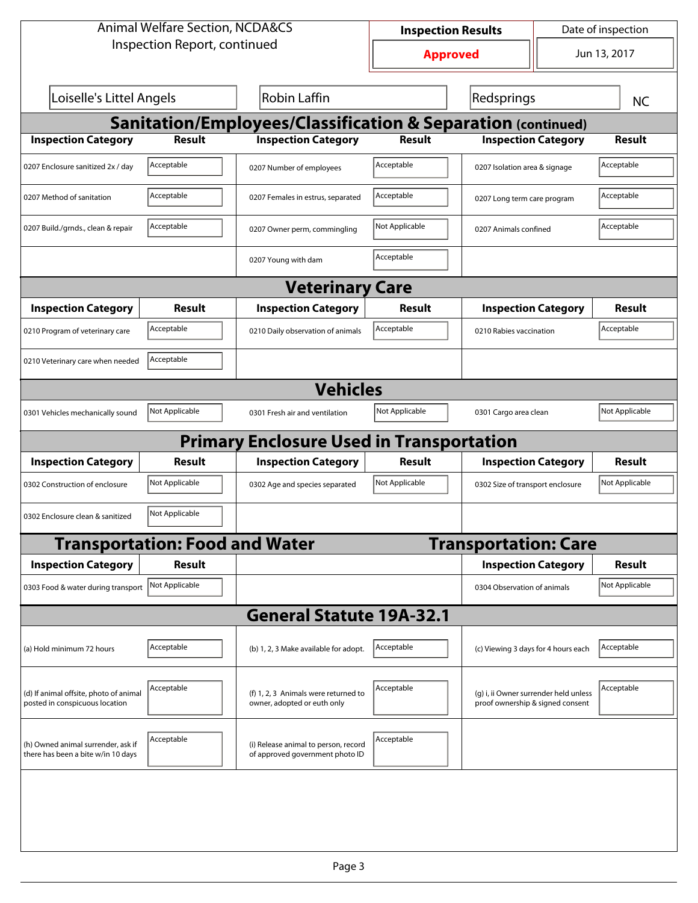Animal Welfare Section, NCDA&CS
Inspection Report, continued

| Inspection Results | Date of inspection |
|---|---|
| **Approved** | Jun 13, 2017 |

| Loiselle's Littel Angels | Robin Laffin | Redsprings | NC |
|---|---|---|---|

## Sanitation/Employees/Classification & Separation (continued)

| Inspection Category | Result | Inspection Category | Result | Inspection Category | Result |
|---|---|---|---|---|---|
| 0207 Enclosure sanitized 2x / day | Acceptable | 0207 Number of employees | Acceptable | 0207 Isolation area & signage | Acceptable |
| 0207 Method of sanitation | Acceptable | 0207 Females in estrus, separated | Acceptable | 0207 Long term care program | Acceptable |
| 0207 Build./grnds., clean & repair | Acceptable | 0207 Owner perm, commingling | Not Applicable | 0207 Animals confined | Acceptable |
| | | 0207 Young with dam | Acceptable | | |

## Veterinary Care

| Inspection Category | Result | Inspection Category | Result | Inspection Category | Result |
|---|---|---|---|---|---|
| 0210 Program of veterinary care | Acceptable | 0210 Daily observation of animals | Acceptable | 0210 Rabies vaccination | Acceptable |
| 0210 Veterinary care when needed | Acceptable | | | | |

## Vehicles

| Inspection Category | Result | Inspection Category | Result | Inspection Category | Result |
|---|---|---|---|---|---|
| 0301 Vehicles mechanically sound | Not Applicable | 0301 Fresh air and ventilation | Not Applicable | 0301 Cargo area clean | Not Applicable |

## Primary Enclosure Used in Transportation

| Inspection Category | Result | Inspection Category | Result | Inspection Category | Result |
|---|---|---|---|---|---|
| 0302 Construction of enclosure | Not Applicable | 0302 Age and species separated | Not Applicable | 0302 Size of transport enclosure | Not Applicable |
| 0302 Enclosure clean & sanitized | Not Applicable | | | | |

## Transportation: Food and Water

| Inspection Category | Result |
|---|---|
| 0303 Food & water during transport | Not Applicable |

## Transportation: Care

| Inspection Category | Result |
|---|---|
| 0304 Observation of animals | Not Applicable |

## General Statute 19A-32.1

| Inspection Category | Result | Inspection Category | Result | Inspection Category | Result |
|---|---|---|---|---|---|
| (a) Hold minimum 72 hours | Acceptable | (b) 1, 2, 3 Make available for adopt. | Acceptable | (c) Viewing 3 days for 4 hours each | Acceptable |
| (d) If animal offsite, photo of animal posted in conspicuous location | Acceptable | (f) 1, 2, 3 Animals were returned to owner, adopted or euth only | Acceptable | (g) i, ii Owner surrender held unless proof ownership & signed consent | Acceptable |
| (h) Owned animal surrender, ask if there has been a bite w/in 10 days | Acceptable | (i) Release animal to person, record of approved government photo ID | Acceptable | | |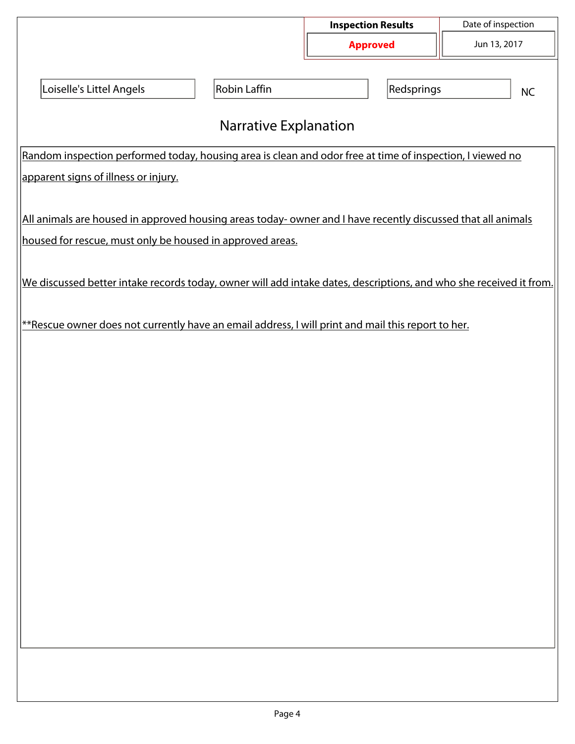| Inspection Results | Date of inspection |
|---|---|
| **Approved** | Jun 13, 2017 |

| | | | |
|---|---|---|---|
| Loiselle's Littel Angels | Robin Laffin | Redsprings | NC |

## Narrative Explanation

Random inspection performed today, housing area is clean and odor free at time of inspection, I viewed no apparent signs of illness or injury.

All animals are housed in approved housing areas today- owner and I have recently discussed that all animals housed for rescue, must only be housed in approved areas.

We discussed better intake records today, owner will add intake dates, descriptions, and who she received it from.

**Rescue owner does not currently have an email address, I will print and mail this report to her.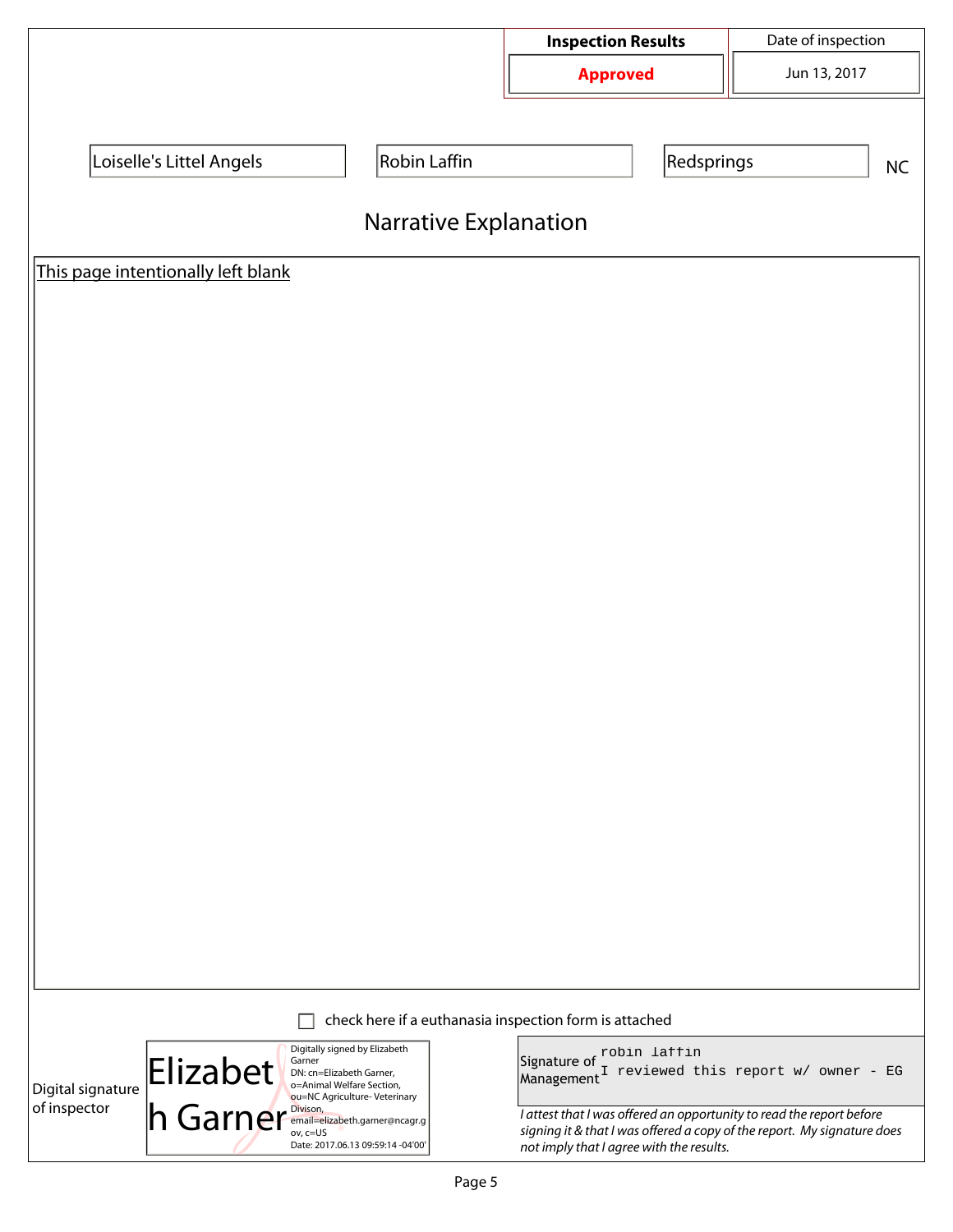| Inspection Results | Date of inspection |
|---|---|
| **Approved** | Jun 13, 2017 |

Loiselle's Littel Angels | Robin Laffin | Redsprings | NC

## Narrative Explanation

This page intentionally left blank

☐ check here if a euthanasia inspection form is attached

Digital signature of inspector: Elizabeth Garner

Digitally signed by Elizabeth Garner
DN: cn=Elizabeth Garner, o=Animal Welfare Section, ou=NC Agriculture- Veterinary Divison, email=elizabeth.garner@ncagr.gov, c=US
Date: 2017.06.13 09:59:14 -04'00'

Signature of Management: robin laffin
I reviewed this report w/ owner - EG

*I attest that I was offered an opportunity to read the report before signing it & that I was offered a copy of the report. My signature does not imply that I agree with the results.*